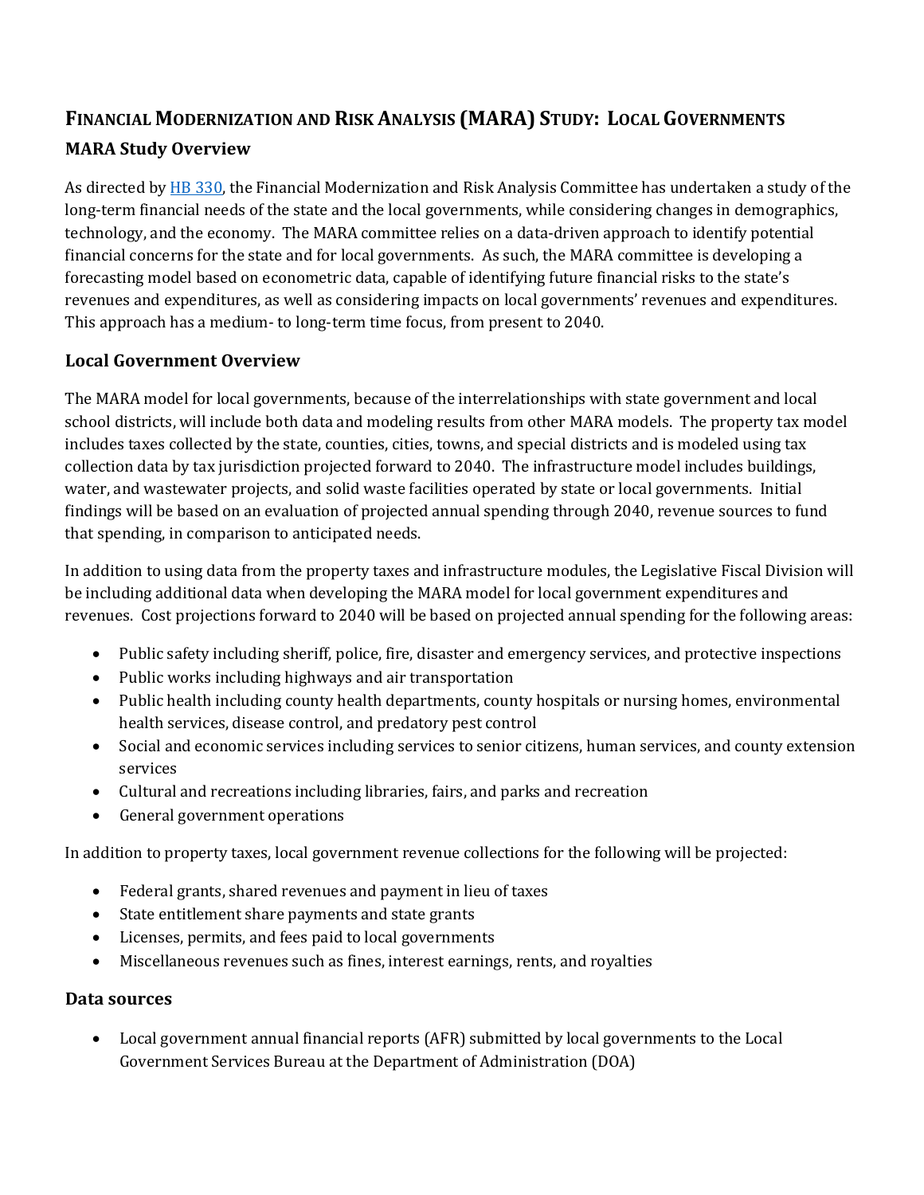# Financial Modernization and Risk Analysis (MARA) Study: Local Governments

## MARA Study Overview

As directed by [HB 330](HB 330), the Financial Modernization and Risk Analysis Committee has undertaken a study of the long-term financial needs of the state and the local governments, while considering changes in demographics, technology, and the economy. The MARA committee relies on a data-driven approach to identify potential financial concerns for the state and for local governments. As such, the MARA committee is developing a forecasting model based on econometric data, capable of identifying future financial risks to the state's revenues and expenditures, as well as considering impacts on local governments' revenues and expenditures. This approach has a medium- to long-term time focus, from present to 2040.

## Local Government Overview

The MARA model for local governments, because of the interrelationships with state government and local school districts, will include both data and modeling results from other MARA models. The property tax model includes taxes collected by the state, counties, cities, towns, and special districts and is modeled using tax collection data by tax jurisdiction projected forward to 2040. The infrastructure model includes buildings, water, and wastewater projects, and solid waste facilities operated by state or local governments. Initial findings will be based on an evaluation of projected annual spending through 2040, revenue sources to fund that spending, in comparison to anticipated needs.

In addition to using data from the property taxes and infrastructure modules, the Legislative Fiscal Division will be including additional data when developing the MARA model for local government expenditures and revenues. Cost projections forward to 2040 will be based on projected annual spending for the following areas:

- Public safety including sheriff, police, fire, disaster and emergency services, and protective inspections
- Public works including highways and air transportation
- Public health including county health departments, county hospitals or nursing homes, environmental health services, disease control, and predatory pest control
- Social and economic services including services to senior citizens, human services, and county extension services
- Cultural and recreations including libraries, fairs, and parks and recreation
- General government operations

In addition to property taxes, local government revenue collections for the following will be projected:

- Federal grants, shared revenues and payment in lieu of taxes
- State entitlement share payments and state grants
- Licenses, permits, and fees paid to local governments
- Miscellaneous revenues such as fines, interest earnings, rents, and royalties

## Data sources

- Local government annual financial reports (AFR) submitted by local governments to the Local Government Services Bureau at the Department of Administration (DOA)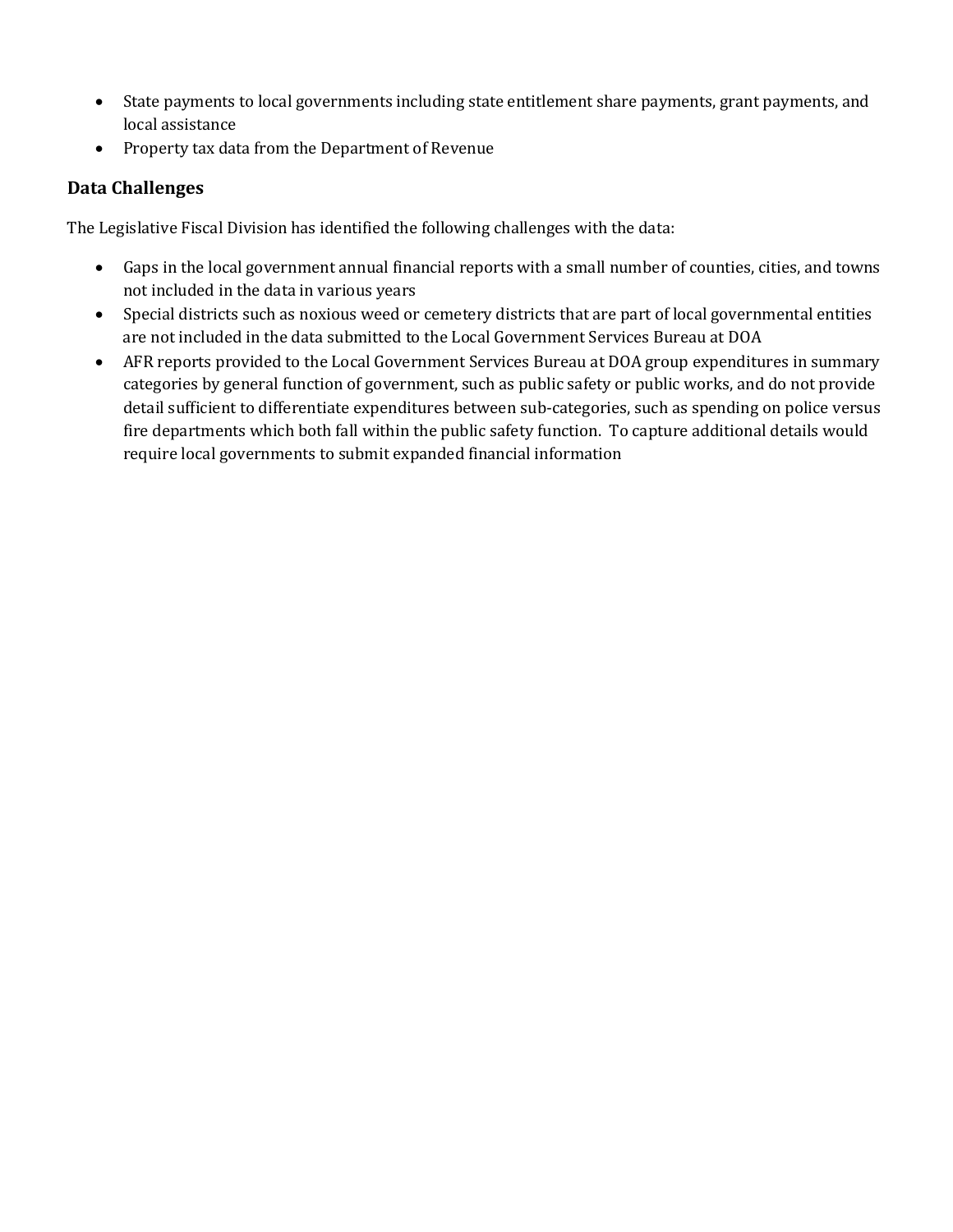- State payments to local governments including state entitlement share payments, grant payments, and local assistance
- Property tax data from the Department of Revenue

### Data Challenges

The Legislative Fiscal Division has identified the following challenges with the data:

- Gaps in the local government annual financial reports with a small number of counties, cities, and towns not included in the data in various years
- Special districts such as noxious weed or cemetery districts that are part of local governmental entities are not included in the data submitted to the Local Government Services Bureau at DOA
- AFR reports provided to the Local Government Services Bureau at DOA group expenditures in summary categories by general function of government, such as public safety or public works, and do not provide detail sufficient to differentiate expenditures between sub-categories, such as spending on police versus fire departments which both fall within the public safety function. To capture additional details would require local governments to submit expanded financial information